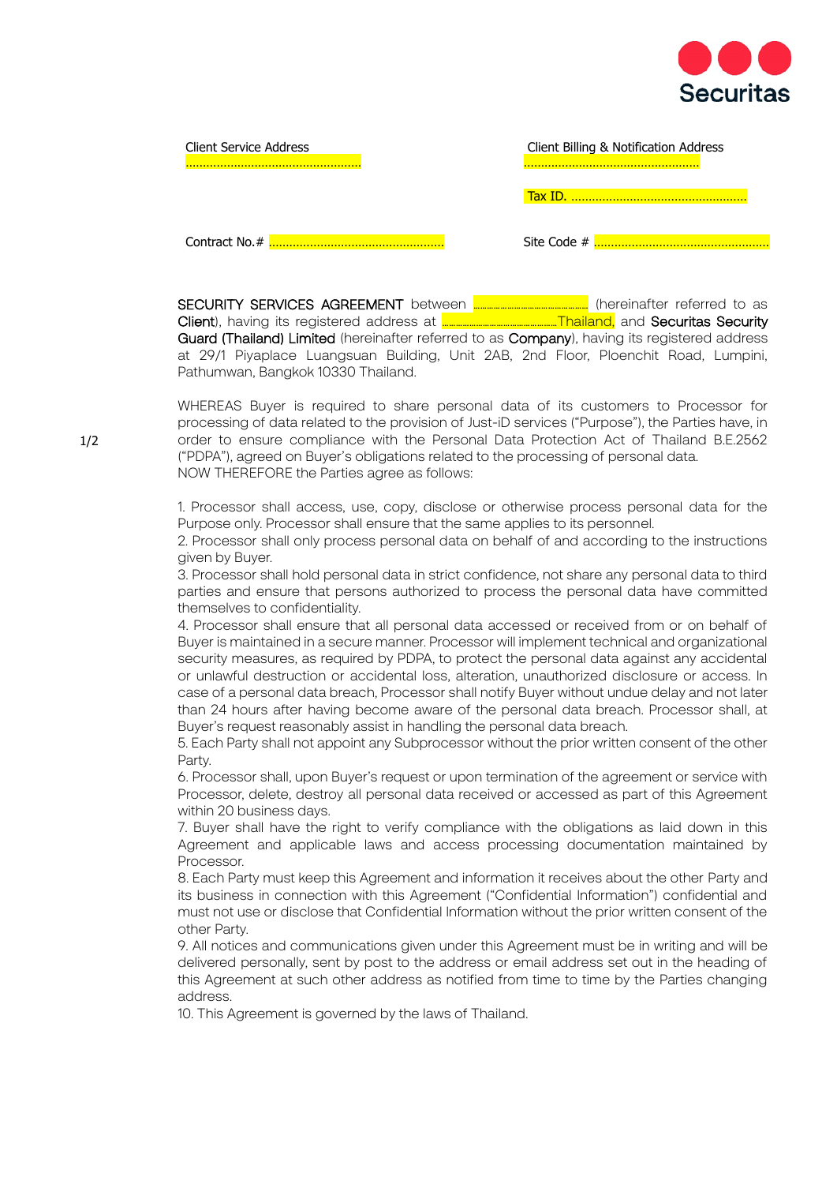Securitas

Client Service Address
..................................................

Client Billing & Notification Address
..................................................

Tax ID. ..................................................

Contract No.# ..................................................

Site Code # ..................................................

**SECURITY SERVICES AGREEMENT** between .................................... (hereinafter referred to as **Client**), having its registered address at ....................................Thailand, and **Securitas Security Guard (Thailand) Limited** (hereinafter referred to as **Company**), having its registered address at 29/1 Piyaplace Luangsuan Building, Unit 2AB, 2nd Floor, Ploenchit Road, Lumpini, Pathumwan, Bangkok 10330 Thailand.

WHEREAS Buyer is required to share personal data of its customers to Processor for processing of data related to the provision of Just-iD services ("Purpose"), the Parties have, in order to ensure compliance with the Personal Data Protection Act of Thailand B.E.2562 ("PDPA"), agreed on Buyer's obligations related to the processing of personal data.
NOW THEREFORE the Parties agree as follows:

1. Processor shall access, use, copy, disclose or otherwise process personal data for the Purpose only. Processor shall ensure that the same applies to its personnel.
2. Processor shall only process personal data on behalf of and according to the instructions given by Buyer.
3. Processor shall hold personal data in strict confidence, not share any personal data to third parties and ensure that persons authorized to process the personal data have committed themselves to confidentiality.
4. Processor shall ensure that all personal data accessed or received from or on behalf of Buyer is maintained in a secure manner. Processor will implement technical and organizational security measures, as required by PDPA, to protect the personal data against any accidental or unlawful destruction or accidental loss, alteration, unauthorized disclosure or access. In case of a personal data breach, Processor shall notify Buyer without undue delay and not later than 24 hours after having become aware of the personal data breach. Processor shall, at Buyer's request reasonably assist in handling the personal data breach.
5. Each Party shall not appoint any Subprocessor without the prior written consent of the other Party.
6. Processor shall, upon Buyer's request or upon termination of the agreement or service with Processor, delete, destroy all personal data received or accessed as part of this Agreement within 20 business days.
7. Buyer shall have the right to verify compliance with the obligations as laid down in this Agreement and applicable laws and access processing documentation maintained by Processor.
8. Each Party must keep this Agreement and information it receives about the other Party and its business in connection with this Agreement ("Confidential Information") confidential and must not use or disclose that Confidential Information without the prior written consent of the other Party.
9. All notices and communications given under this Agreement must be in writing and will be delivered personally, sent by post to the address or email address set out in the heading of this Agreement at such other address as notified from time to time by the Parties changing address.
10. This Agreement is governed by the laws of Thailand.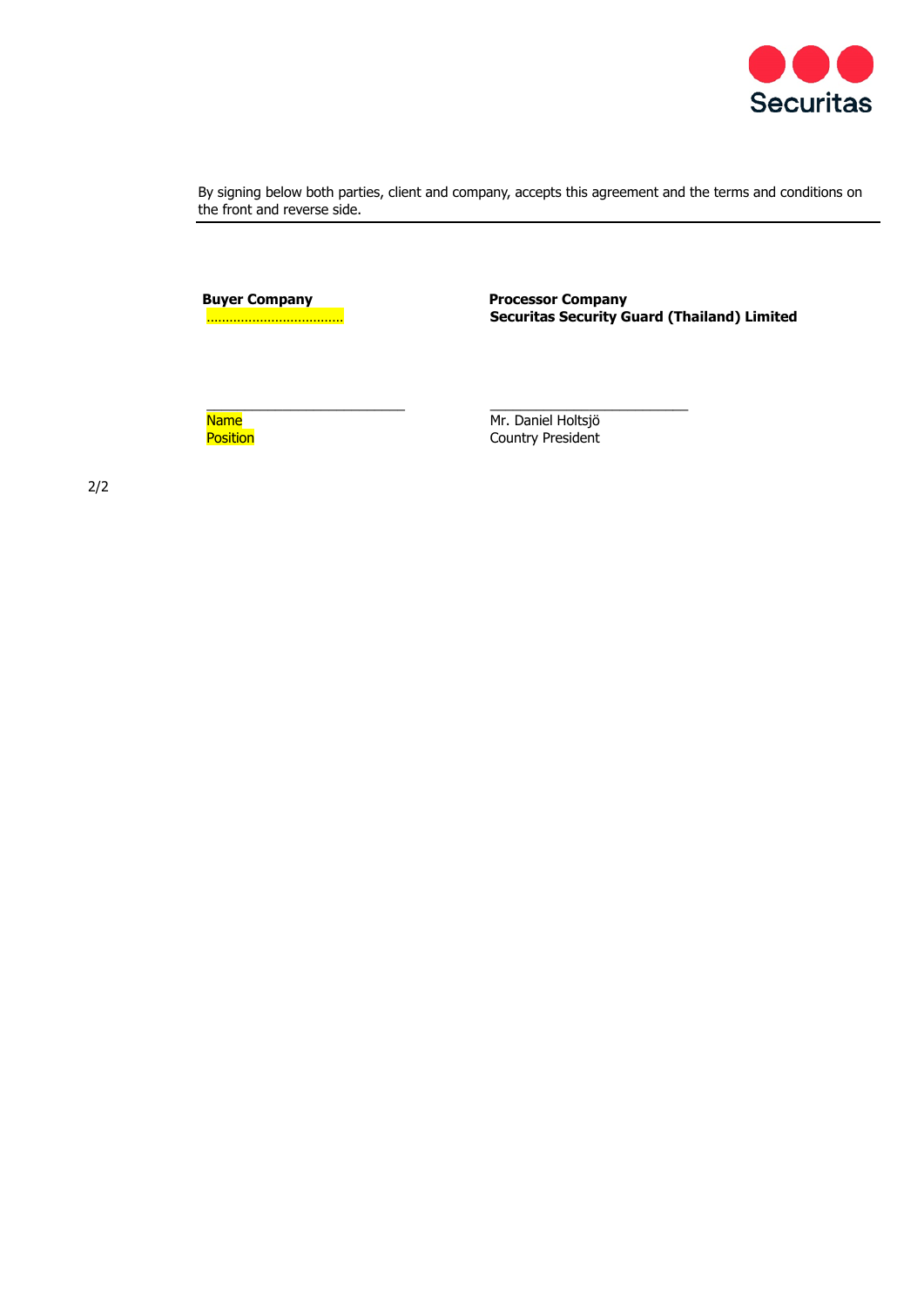By signing below both parties, client and company, accepts this agreement and the terms and conditions on the front and reverse side.

---

| | |
|---|---|
| **Buyer Company** | **Processor Company** |
| ……………………………… | **Securitas Security Guard (Thailand) Limited** |
| ___________________________ | ___________________________ |
| Name | Mr. Daniel Holtsjö |
| Position | Country President |